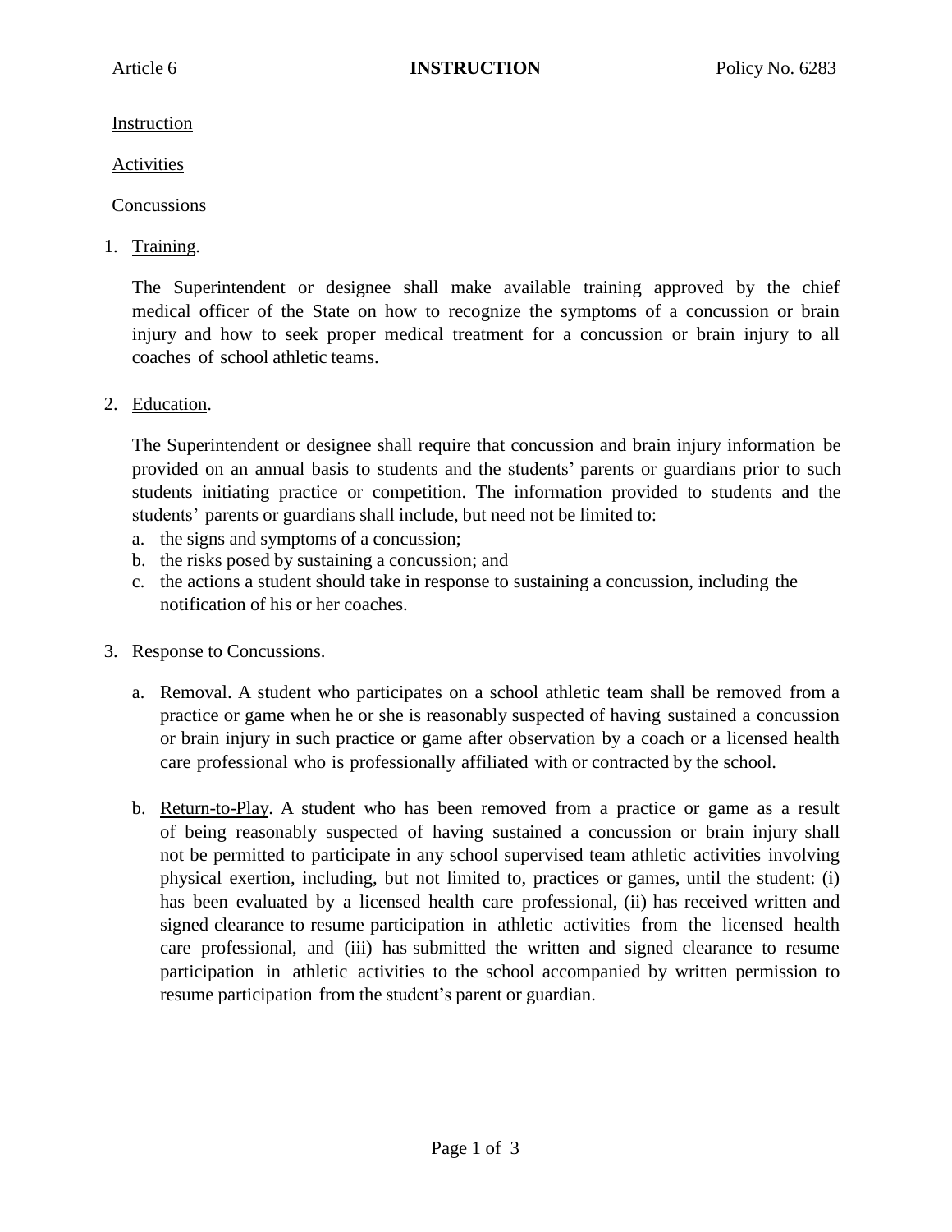Instruction

Activities

Concussions

1. Training.

   The Superintendent or designee shall make available training approved by the chief medical officer of the State on how to recognize the symptoms of a concussion or brain injury and how to seek proper medical treatment for a concussion or brain injury to all coaches of school athletic teams.

2. Education.

   The Superintendent or designee shall require that concussion and brain injury information be provided on an annual basis to students and the students' parents or guardians prior to such students initiating practice or competition. The information provided to students and the students' parents or guardians shall include, but need not be limited to:

   a. the signs and symptoms of a concussion;
   b. the risks posed by sustaining a concussion; and
   c. the actions a student should take in response to sustaining a concussion, including the notification of his or her coaches.

3. Response to Concussions.

   a. Removal. A student who participates on a school athletic team shall be removed from a practice or game when he or she is reasonably suspected of having sustained a concussion or brain injury in such practice or game after observation by a coach or a licensed health care professional who is professionally affiliated with or contracted by the school.

   b. Return-to-Play. A student who has been removed from a practice or game as a result of being reasonably suspected of having sustained a concussion or brain injury shall not be permitted to participate in any school supervised team athletic activities involving physical exertion, including, but not limited to, practices or games, until the student: (i) has been evaluated by a licensed health care professional, (ii) has received written and signed clearance to resume participation in athletic activities from the licensed health care professional, and (iii) has submitted the written and signed clearance to resume participation in athletic activities to the school accompanied by written permission to resume participation from the student's parent or guardian.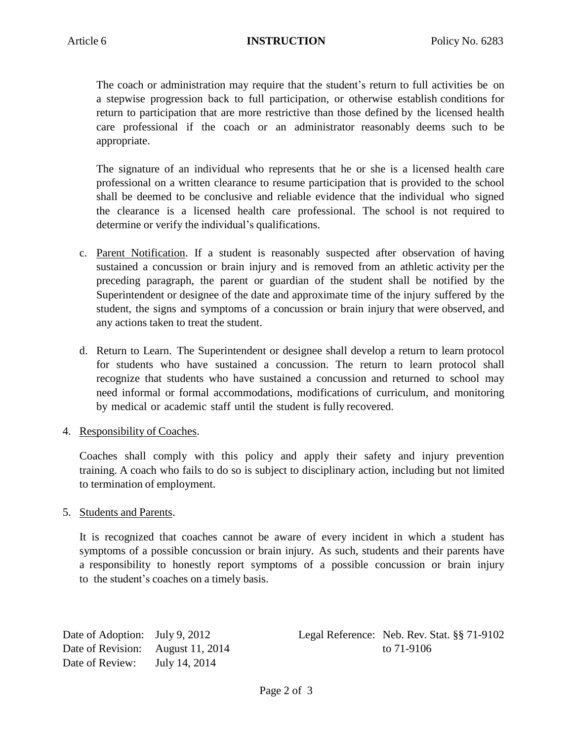The coach or administration may require that the student's return to full activities be on a stepwise progression back to full participation, or otherwise establish conditions for return to participation that are more restrictive than those defined by the licensed health care professional if the coach or an administrator reasonably deems such to be appropriate.

The signature of an individual who represents that he or she is a licensed health care professional on a written clearance to resume participation that is provided to the school shall be deemed to be conclusive and reliable evidence that the individual who signed the clearance is a licensed health care professional. The school is not required to determine or verify the individual's qualifications.

c. Parent Notification. If a student is reasonably suspected after observation of having sustained a concussion or brain injury and is removed from an athletic activity per the preceding paragraph, the parent or guardian of the student shall be notified by the Superintendent or designee of the date and approximate time of the injury suffered by the student, the signs and symptoms of a concussion or brain injury that were observed, and any actions taken to treat the student.

d. Return to Learn. The Superintendent or designee shall develop a return to learn protocol for students who have sustained a concussion. The return to learn protocol shall recognize that students who have sustained a concussion and returned to school may need informal or formal accommodations, modifications of curriculum, and monitoring by medical or academic staff until the student is fully recovered.

4. Responsibility of Coaches.

   Coaches shall comply with this policy and apply their safety and injury prevention training. A coach who fails to do so is subject to disciplinary action, including but not limited to termination of employment.

5. Students and Parents.

   It is recognized that coaches cannot be aware of every incident in which a student has symptoms of a possible concussion or brain injury. As such, students and their parents have a responsibility to honestly report symptoms of a possible concussion or brain injury to the student's coaches on a timely basis.

Date of Adoption: July 9, 2012
Date of Revision: August 11, 2014
Date of Review: July 14, 2014

Legal Reference: Neb. Rev. Stat. §§ 71-9102 to 71-9106